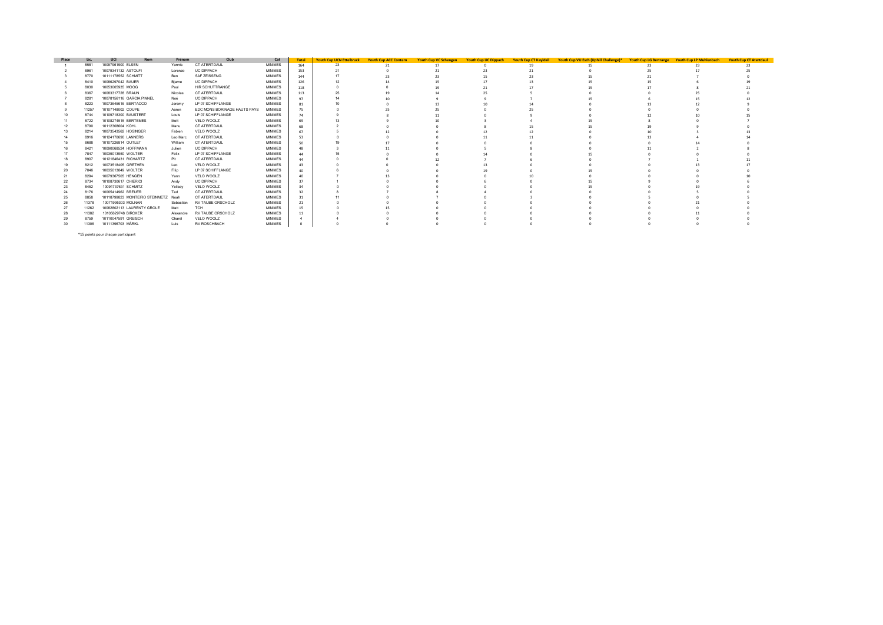| Place | Lic. | UCI | Nom | Prénom | Club | Cat | Total | Youth Cup UCN Ettelbruck | Youth Cup ACC Contern | Youth Cup VC Schengen | Youth Cup UC Dippach | Youth Cup CT Kayldall | Youth Cup VU Esch (Uphill Challenge)* | Youth Cup LG Bertrange | Youth Cup LP Muhlenbach | Youth Cup CT Atertdaul |
|---|---|---|---|---|---|---|---|---|---|---|---|---|---|---|---|---|
| 1 | 8581 | 10097961900 | ELSEN | Yannis | CT ATERTDAUL | MINIMES | 164 | 23 | 21 | 17 | 0 | 19 | 15 | 23 | 23 | 23 |
| 2 | 8961 | 10079341132 | ASTOLFI | Lorenzo | UC DIPPACH | MINIMES | 153 | 21 | 0 | 21 | 23 | 21 | 0 | 25 | 17 | 25 |
| 3 | 8770 | 10111178552 | SCHMITT | Ben | SAF ZEISSENG | MINIMES | 144 | 17 | 23 | 23 | 15 | 23 | 15 | 21 | 7 | 0 |
| 4 | 8410 | 10086297042 | BAUER | Bjarne | UC DIPPACH | MINIMES | 126 | 12 | 14 | 15 | 17 | 13 | 15 | 15 | 6 | 19 |
| 5 | 8030 | 10053005935 | MOOG | Paul | HIR SCHUTTRANGE | MINIMES | 118 | 0 | 0 | 19 | 21 | 17 | 15 | 17 | 8 | 21 |
| 6 | 8367 | 10083317728 | BRAUN | Nicolas | CT ATERTDAUL | MINIMES | 113 | 25 | 19 | 14 | 25 | 5 | 0 | 0 | 25 | 0 |
| 7 | 8281 | 10078156116 | GARCIA PINNEL | Noé | UC DIPPACH | MINIMES | 97 | 14 | 10 | 9 | 9 | 7 | 15 | 6 | 15 | 12 |
| 8 | 8223 | 10073645616 | BERTACCO | Jeremy | LP 07 SCHIFFLANGE | MINIMES | 81 | 10 | 0 | 13 | 10 | 14 | 0 | 13 | 12 | 9 |
| 9 | 11257 | 10107148002 | COUPE | Aaron | EDC MONS BORINAGE HAUTS PAYS | MINIMES | 75 | 0 | 25 | 25 | 0 | 25 | 0 | 0 | 0 | 0 |
| 10 | 8744 | 10109718300 | BAUSTERT | Louis | LP 07 SCHIFFLANGE | MINIMES | 74 | 9 | 8 | 11 | 0 | 9 | 0 | 12 | 10 | 15 |
| 11 | 8722 | 10108274515 | BERTEMES | Mett | VELO WOOLZ | MINIMES | 69 | 13 | 9 | 10 | 3 | 4 | 15 | 8 | 0 | 7 |
| 12 | 8790 | 10112308604 | KOHL | Manu | CT ATERTDAUL | MINIMES | 68 | 2 | 0 | 0 | 8 | 15 | 15 | 19 | 9 | 0 |
| 13 | 8214 | 10073543562 | HOSINGER | Fabien | VELO WOOLZ | MINIMES | 67 | 5 | 12 | 0 | 12 | 12 | 0 | 10 | 3 | 13 |
| 14 | 8916 | 10124170690 | LANNERS | Leo Marc | CT ATERTDAUL | MINIMES | 53 | 0 | 0 | 0 | 11 | 11 | 0 | 13 | 4 | 14 |
| 15 | 8688 | 10107226814 | OUTLET | William | CT ATERTDAUL | MINIMES | 50 | 19 | 17 | 0 | 0 | 0 | 0 | 0 | 14 | 0 |
| 16 | 8421 | 10090068524 | HOFFMANN | Julien | UC DIPPACH | MINIMES | 48 | 3 | 11 | 0 | 5 | 8 | 0 | 11 | 2 | 8 |
| 17 | 7847 | 10035013950 | WOLTER | Felix | LP 07 SCHIFFLANGE | MINIMES | 44 | 15 | 0 | 0 | 14 | 0 | 15 | 0 | 0 | 0 |
| 18 | 8907 | 10121846431 | RICHARTZ | Pit | CT ATERTDAUL | MINIMES | 44 | 0 | 0 | 12 | 7 | 6 | 0 | 7 | 1 | 11 |
| 19 | 8212 | 10073518405 | GRETHEN | Leo | VELO WOOLZ | MINIMES | 43 | 0 | 0 | 0 | 13 | 0 | 0 | 0 | 13 | 17 |
| 20 | 7846 | 10035013849 | WOLTER | Filip | LP 07 SCHIFFLANGE | MINIMES | 40 | 6 | 0 | 0 | 19 | 0 | 15 | 0 | 0 | 0 |
| 21 | 8294 | 10079367505 | HENGEN | Yann | VELO WOOLZ | MINIMES | 40 | 7 | 13 | 0 | 0 | 10 | 0 | 0 | 0 | 10 |
| 22 | 8734 | 10108730617 | CHIERICI | Andy | UC DIPPACH | MINIMES | 37 | 1 | 0 | 0 | 6 | 0 | 15 | 9 | 0 | 6 |
| 23 | 8452 | 10091737631 | SCHMITZ | Yelisey | VELO WOOLZ | MINIMES | 34 | 0 | 0 | 0 | 0 | 0 | 15 | 0 | 19 | 0 |
| 24 | 8176 | 10065414962 | BREUER | Ted | CT ATERTDAUL | MINIMES | 32 | 8 | 7 | 8 | 4 | 0 | 0 | 0 | 5 | 0 |
| 25 | 8858 | 10118799823 | MONTEIRO STEINMETZ | Noah | CT ATERTDAUL | MINIMES | 31 | 11 | 0 | 7 | 0 | 3 | 0 | 5 | 0 | 5 |
| 26 | 11378 | 10071995303 | MOLNAR | Sebastian | RV TAUBE ORSCHOLZ | MINIMES | 21 | 0 | 0 | 0 | 0 | 0 | 0 | 0 | 21 | 0 |
| 27 | 11262 | 10082802113 | LAURENTY GROLE | Matt | TCH | MINIMES | 15 | 0 | 15 | 0 | 0 | 0 | 0 | 0 | 0 | 0 |
| 28 | 11382 | 10105629748 | BIRCKER | Alexandre | RV TAUBE ORSCHOLZ | MINIMES | 11 | 0 | 0 | 0 | 0 | 0 | 0 | 0 | 11 | 0 |
| 29 | 8759 | 10110047591 | GREISCH | Charel | VELO WOOLZ | MINIMES | 4 | 4 | 0 | 0 | 0 | 0 | 0 | 0 | 0 | 0 |
| 30 | 11306 | 10111396703 | MÄRKL | Luis | RV ROSCHBACH | MINIMES | 0 | 0 | 0 | 0 | 0 | 0 | 0 | 0 | 0 | 0 |

*15 points pour chaque participant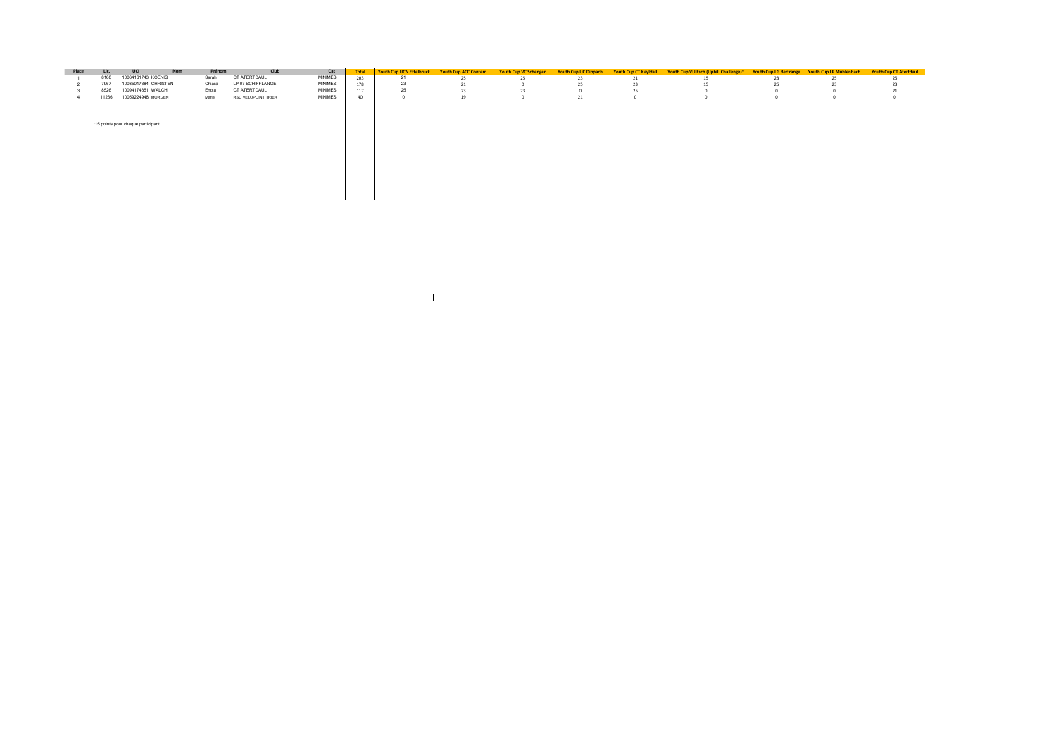| Place | Lic. | UCI | Nom | Prénom | Club | Cat | Total | Youth Cup UCN Ettelbruck | Youth Cup ACC Contern | Youth Cup VC Schengen | Youth Cup UC Dippach | Youth Cup CT Kayldall | Youth Cup VU Esch (Uphill Challenge)* | Youth Cup LG Bertrange | Youth Cup LP Muhlenbach | Youth Cup CT Atertdaul |
|---|---|---|---|---|---|---|---|---|---|---|---|---|---|---|---|---|
| 1 | 8168 | 10064161743 | KOENIG | Sarah | CT ATERTDAUL | MINIMES | 203 | 21 | 25 | 25 | 23 | 21 | 15 | 23 | 25 | 25 |
| 2 | 7967 | 10035017384 | CHRISTEN | Chiara | LP 07 SCHIFFLANGE | MINIMES | 178 | 23 | 21 | 0 | 25 | 23 | 15 | 25 | 23 | 23 |
| 3 | 8526 | 10094174351 | WALCH | Enola | CT ATERTDAUL | MINIMES | 117 | 25 | 23 | 23 | 0 | 25 | 0 | 0 | 0 | 21 |
| 4 | 11266 | 10059224948 | MORGEN | Marie | RSC VELOPOINT TRIER | MINIMES | 40 | 0 | 19 | 0 | 21 | 0 | 0 | 0 | 0 | 0 |

*15 points pour chaque participant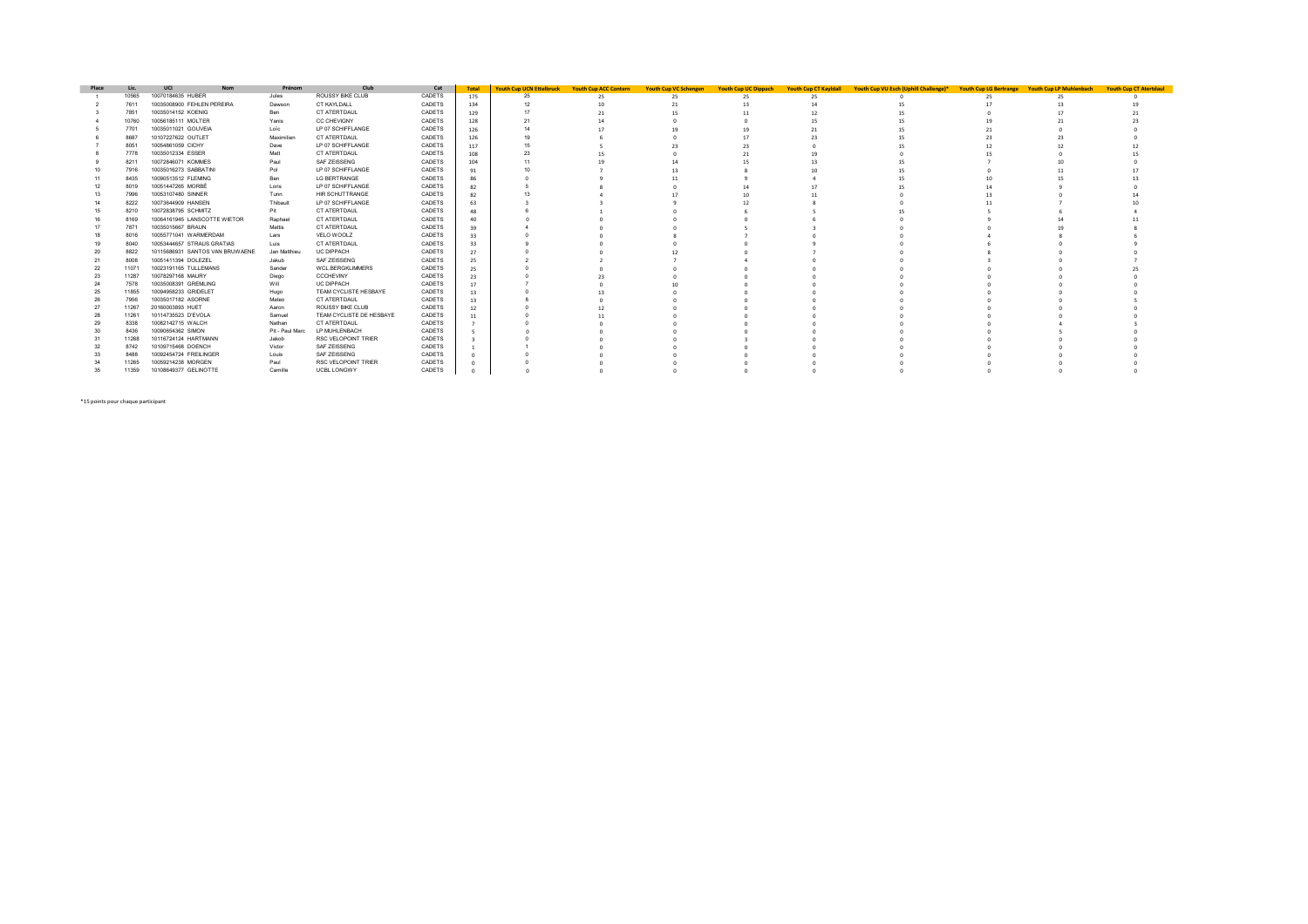| Place | Lic. | UCI | Nom | Prénom | Club | Cat | Total | Youth Cup UCN Ettelbruck | Youth Cup ACC Contern | Youth Cup VC Schengen | Youth Cup UC Dippach | Youth Cup CT Kayldall | Youth Cup VU Esch (Uphill Challenge)* | Youth Cup LG Bertrange | Youth Cup LP Muhlenbach | Youth Cup CT Atertdaul |
|---|---|---|---|---|---|---|---|---|---|---|---|---|---|---|---|---|
| 1 | 10565 | 10070184635 | HUBER | Jules | ROUSSY BIKE CLUB | CADETS | 175 | 25 | 25 | 25 | 25 | 25 | 0 | 25 | 25 | 0 |
| 2 | 7611 | 10035008900 | FEHLEN PEREIRA | Dawson | CT KAYLDALL | CADETS | 134 | 12 | 10 | 21 | 13 | 14 | 15 | 17 | 13 | 19 |
| 3 | 7851 | 10035014152 | KOENIG | Ben | CT ATERTDAUL | CADETS | 129 | 17 | 21 | 15 | 11 | 12 | 15 | 0 | 17 | 21 |
| 4 | 10760 | 10056185111 | MOLTER | Yanis | CC CHEVIGNY | CADETS | 128 | 21 | 14 | 0 | 0 | 15 | 15 | 19 | 21 | 23 |
| 5 | 7701 | 10035011021 | GOUVEIA | Loïc | LP 07 SCHIFFLANGE | CADETS | 126 | 14 | 17 | 19 | 19 | 21 | 15 | 21 | 0 | 0 |
| 6 | 8687 | 10107227622 | OUTLET | Maximilien | CT ATERTDAUL | CADETS | 126 | 19 | 6 | 0 | 17 | 23 | 15 | 23 | 23 | 0 |
| 7 | 8051 | 10054861059 | CICHY | Dave | LP 07 SCHIFFLANGE | CADETS | 117 | 15 | 5 | 23 | 23 | 0 | 15 | 12 | 12 | 12 |
| 8 | 7778 | 10035012334 | ESSER | Matt | CT ATERTDAUL | CADETS | 108 | 23 | 15 | 0 | 21 | 19 | 0 | 15 | 0 | 15 |
| 9 | 8211 | 10072846071 | KOMMES | Paul | SAF ZEISSENG | CADETS | 104 | 11 | 19 | 14 | 15 | 13 | 15 | 7 | 10 | 0 |
| 10 | 7916 | 10035016273 | SABBATINI | Pol | LP 07 SCHIFFLANGE | CADETS | 91 | 10 | 7 | 13 | 8 | 10 | 15 | 0 | 11 | 17 |
| 11 | 8435 | 10090513512 | FLEMING | Ben | LG BERTRANGE | CADETS | 86 | 0 | 9 | 11 | 9 | 4 | 15 | 10 | 15 | 13 |
| 12 | 8019 | 10051447265 | MORBÉ | Loris | LP 07 SCHIFFLANGE | CADETS | 82 | 5 | 8 | 0 | 14 | 17 | 15 | 14 | 9 | 0 |
| 13 | 7996 | 10053107480 | SINNER | Tunn | HIR SCHUTTRANGE | CADETS | 82 | 13 | 4 | 17 | 10 | 11 | 0 | 13 | 0 | 14 |
| 14 | 8222 | 10073644909 | HANSEN | Thibault | LP 07 SCHIFFLANGE | CADETS | 63 | 3 | 3 | 9 | 12 | 8 | 0 | 11 | 7 | 10 |
| 15 | 8210 | 10072838795 | SCHMITZ | Pit | CT ATERTDAUL | CADETS | 48 | 6 | 1 | 0 | 6 | 5 | 15 | 5 | 6 | 4 |
| 16 | 8169 | 10064161945 | LANSCOTTE WIETOR | Raphael | CT ATERTDAUL | CADETS | 40 | 0 | 0 | 0 | 0 | 6 | 0 | 9 | 14 | 11 |
| 17 | 7871 | 10035015667 | BRAUN | Mattis | CT ATERTDAUL | CADETS | 39 | 4 | 0 | 0 | 5 | 3 | 0 | 0 | 19 | 8 |
| 18 | 8016 | 10055771041 | WARMERDAM | Lars | VELO WOOLZ | CADETS | 33 | 0 | 0 | 8 | 7 | 0 | 0 | 4 | 8 | 6 |
| 19 | 8040 | 10053444657 | STRAUS GRATIAS | Luis | CT ATERTDAUL | CADETS | 33 | 9 | 0 | 0 | 0 | 9 | 0 | 6 | 0 | 9 |
| 20 | 8822 | 10115686931 | SANTOS VAN BRUWAENE | Jan Matthieu | UC DIPPACH | CADETS | 27 | 0 | 0 | 12 | 0 | 7 | 0 | 8 | 0 | 0 |
| 21 | 8008 | 10051411394 | DOLEZEL | Jakub | SAF ZEISSENG | CADETS | 25 | 2 | 2 | 7 | 4 | 0 | 0 | 3 | 0 | 7 |
| 22 | 11071 | 10023191165 | TULLEMANS | Sander | WCL BERGKLIMMERS | CADETS | 25 | 0 | 0 | 0 | 0 | 0 | 0 | 0 | 0 | 25 |
| 23 | 11287 | 10078297168 | MAURY | Diego | CCCHEVINY | CADETS | 23 | 0 | 23 | 0 | 0 | 0 | 0 | 0 | 0 | 0 |
| 24 | 7578 | 10035008391 | GREMLING | Will | UC DIPPACH | CADETS | 17 | 7 | 0 | 10 | 0 | 0 | 0 | 0 | 0 | 0 |
| 25 | 11855 | 10094958233 | GRIDELET | Hugo | TEAM CYCLISTE HESBAYE | CADETS | 13 | 0 | 13 | 0 | 0 | 0 | 0 | 0 | 0 | 0 |
| 26 | 7956 | 10035017182 | ASORNE | Mateo | CT ATERTDAUL | CADETS | 13 | 8 | 0 | 0 | 0 | 0 | 0 | 0 | 0 | 5 |
| 27 | 11267 | 20160003893 | HUET | Aaron | ROUSSY BIKE CLUB | CADETS | 12 | 0 | 12 | 0 | 0 | 0 | 0 | 0 | 0 | 0 |
| 28 | 11261 | 10114735523 | D'EVOLA | Samuel | TEAM CYCLISTE DE HESBAYE | CADETS | 11 | 0 | 11 | 0 | 0 | 0 | 0 | 0 | 0 | 0 |
| 29 | 8338 | 10082142715 | WALCH | Nathan | CT ATERTDAUL | CADETS | 7 | 0 | 0 | 0 | 0 | 0 | 0 | 0 | 4 | 3 |
| 30 | 8436 | 10090654362 | SIMON | Pit - Paul Marc | LP MUHLENBACH | CADETS | 5 | 0 | 0 | 0 | 0 | 0 | 0 | 0 | 5 | 0 |
| 31 | 11268 | 10116724124 | HARTMANN | Jakob | RSC VELOPOINT TRIER | CADETS | 3 | 0 | 0 | 0 | 3 | 0 | 0 | 0 | 0 | 0 |
| 32 | 8742 | 10109715468 | DOENCH | Victor | SAF ZEISSENG | CADETS | 1 | 1 | 0 | 0 | 0 | 0 | 0 | 0 | 0 | 0 |
| 33 | 8488 | 10092454724 | FREILINGER | Louis | SAF ZEISSENG | CADETS | 0 | 0 | 0 | 0 | 0 | 0 | 0 | 0 | 0 | 0 |
| 34 | 11265 | 10059214238 | MORGEN | Paul | RSC VELOPOINT TRIER | CADETS | 0 | 0 | 0 | 0 | 0 | 0 | 0 | 0 | 0 | 0 |
| 35 | 11359 | 10108649377 | GELINOTTE | Camille | UCBL LONGWY | CADETS | 0 | 0 | 0 | 0 | 0 | 0 | 0 | 0 | 0 | 0 |

*15 points pour chaque participant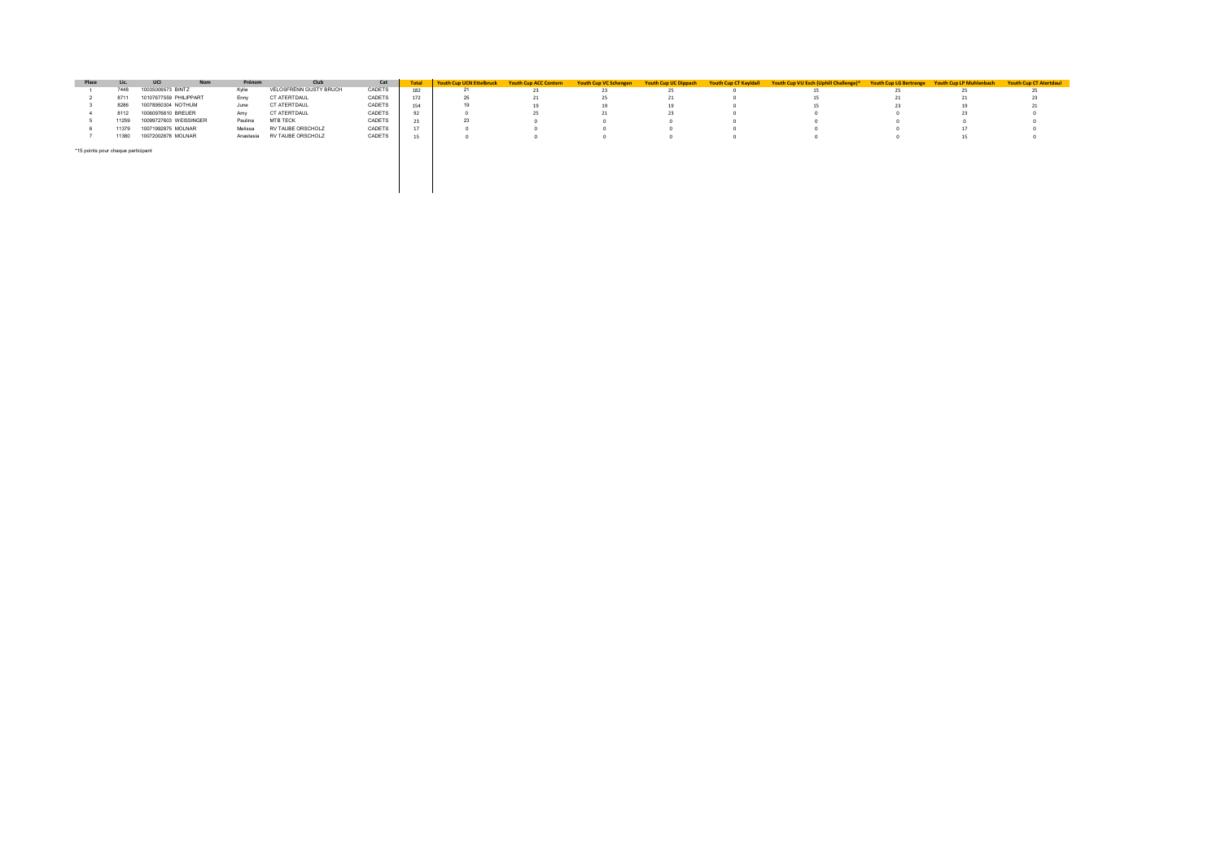| Place | Lic. | UCI | Nom | Prénom | Club | Cat | Total | Youth Cup UCN Ettelbruck | Youth Cup ACC Contern | Youth Cup VC Schengen | Youth Cup UC Dippach | Youth Cup CT Kayldall | Youth Cup VU Esch (Uphill Challenge)* | Youth Cup LG Bertrange | Youth Cup LP Muhlenbach | Youth Cup CT Atertdaul |
|---|---|---|---|---|---|---|---|---|---|---|---|---|---|---|---|---|
| 1 | 7448 | 10035006573 | BINTZ | Kylie | VELOSFRENN GUSTY BRUCH | CADETS | 182 | 21 | 23 | 23 | 25 | 0 | 15 | 25 | 25 | 25 |
| 2 | 8711 | 10107677559 | PHILIPPART | Enny | CT ATERTDAUL | CADETS | 172 | 25 | 21 | 25 | 21 | 0 | 15 | 21 | 21 | 23 |
| 3 | 8286 | 10078950304 | NOTHUM | June | CT ATERTDAUL | CADETS | 154 | 19 | 19 | 19 | 19 | 0 | 15 | 23 | 19 | 21 |
| 4 | 8112 | 10060976810 | BREUER | Amy | CT ATERTDAUL | CADETS | 92 | 0 | 25 | 21 | 23 | 0 | 0 | 0 | 23 | 0 |
| 5 | 11259 | 10099727603 | WEISSINGER | Paulina | MTB TECK | CADETS | 23 | 23 | 0 | 0 | 0 | 0 | 0 | 0 | 0 | 0 |
| 6 | 11379 | 10071992875 | MOLNAR | Melissa | RV TAUBE ORSCHOLZ | CADETS | 17 | 0 | 0 | 0 | 0 | 0 | 0 | 0 | 17 | 0 |
| 7 | 11380 | 10072002878 | MOLNAR | Anastasia | RV TAUBE ORSCHOLZ | CADETS | 15 | 0 | 0 | 0 | 0 | 0 | 0 | 0 | 15 | 0 |

*15 points pour chaque participant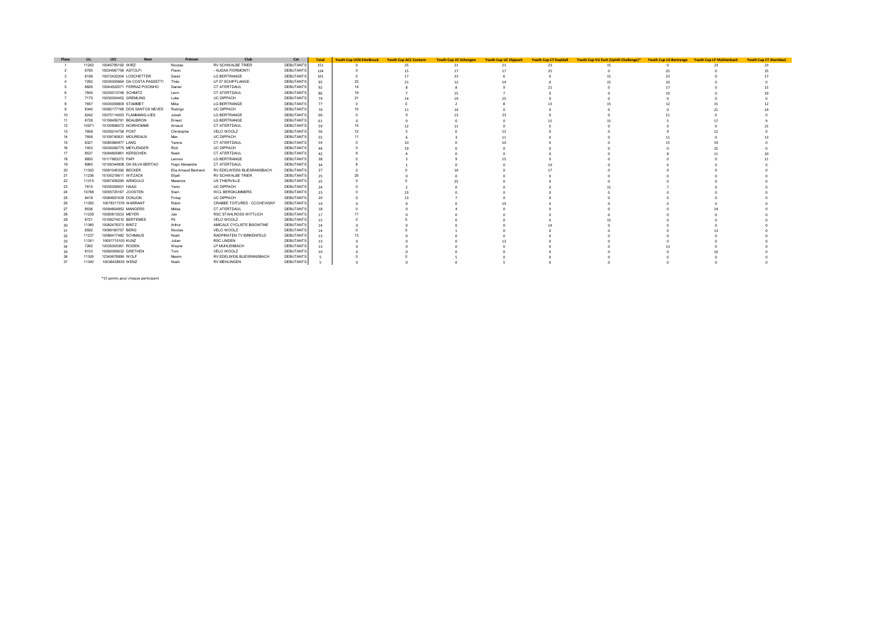| Place | Lic. | UCI | Nom | Prénom | Club | Cat | Total | Youth Cup UCN Ettelbruck | Youth Cup ACC Contern | Youth Cup VC Schengen | Youth Cup UC Dippach | Youth Cup CT Kayldall | Youth Cup VU Esch (Uphill Challenge)* | Youth Cup LG Bertrange | Youth Cup LP Muhlenbach | Youth Cup CT Atertdaul |
|---|---|---|---|---|---|---|---|---|---|---|---|---|---|---|---|---|
| 1 | 11242 | 10045785192 | WIRZ | Nicolas | RV SCHWALBE TRIER | DEBUTANTS | 151 | 0 | 25 | 21 | 21 | 23 | 15 | 0 | 23 | 23 |
| 2 | 8785 | 10034587756 | ASTOLFI | Flavio | - AUDAX FIORMONTI | DEBUTANTS | 124 | 0 | 15 | 17 | 17 | 25 | 0 | 25 | 0 | 25 |
| 3 | 8199 | 10072422204 | LOSCHETTER | David | LG BERTRANGE | DEBUTANTS | 101 | 0 | 17 | 23 | 6 | 0 | 15 | 23 | 0 | 17 |
| 4 | 7282 | 10035005664 | DA COSTA PASSETTI | Théo | LP 07 SCHIFFLANGE | DEBUTANTS | 95 | 23 | 21 | 12 | 14 | 0 | 15 | 10 | 0 | 0 |
| 5 | 8826 | 10044522071 | FERRAZ POCINHO | Daniel | CT ATERTDAUL | DEBUTANTS | 92 | 14 | 8 | 8 | 9 | 21 | 0 | 17 | 0 | 15 |
| 6 | 7845 | 10035013748 | SCHMITZ | Lenn | CT ATERTDAUL | DEBUTANTS | 86 | 19 | 7 | 15 | 7 | 0 | 0 | 19 | 0 | 19 |
| 7 | 7175 | 10035004452 | GREMLING | Luke | UC DIPPACH | DEBUTANTS | 79 | 21 | 14 | 19 | 25 | 0 | 0 | 0 | 0 | 0 |
| 8 | 7657 | 10035009809 | STAMMET | Mika | LG BERTRANGE | DEBUTANTS | 77 | 0 | 0 | 2 | 8 | 13 | 15 | 12 | 15 | 12 |
| 9 | 8340 | 10082177168 | DOS SANTOS NEVES | Rodrigo | UC DIPPACH | DEBUTANTS | 70 | 10 | 11 | 14 | 0 | 0 | 0 | 0 | 21 | 14 |
| 10 | 8242 | 10075114053 | FLAMMANG-LIES | Jonah | LG BERTRANGE | DEBUTANTS | 66 | 0 | 9 | 13 | 23 | 0 | 0 | 21 | 0 | 0 |
| 11 | 8728 | 10108456791 | BEAUBRON | Ernest | LG BERTRANGE | DEBUTANTS | 61 | 0 | 0 | 0 | 0 | 15 | 15 | 5 | 17 | 9 |
| 12 | 10971 | 10100898572 | NOIRHOMME | Arnaud | CT ATERTDAUL | DEBUTANTS | 59 | 15 | 12 | 11 | 0 | 0 | 0 | 0 | 0 | 21 |
| 13 | 7858 | 10035014758 | POST | Christophe | VELO WOOLZ | DEBUTANTS | 56 | 12 | 5 | 6 | 12 | 0 | 0 | 9 | 12 | 0 |
| 14 | 7606 | 10109740831 | MOUREAUX | Max | UC DIPPACH | DEBUTANTS | 55 | 11 | 6 | 3 | 11 | 0 | 0 | 11 | 0 | 13 |
| 15 | 8321 | 10080984977 | LANG | Yannis | CT ATERTDAUL | DEBUTANTS | 54 | 0 | 10 | 0 | 10 | 0 | 0 | 15 | 19 | 0 |
| 16 | 7453 | 10035006775 | MEYLENDER | Rick | UC DIPPACH | DEBUTANTS | 44 | 0 | 19 | 0 | 0 | 0 | 0 | 0 | 25 | 0 |
| 17 | 8537 | 10094805861 | KERSCHEN | Noah | CT ATERTDAUL | DEBUTANTS | 42 | 9 | 4 | 0 | 0 | 0 | 0 | 8 | 11 | 10 |
| 18 | 8850 | 10117883272 | PAPI | Lennox | LG BERTRANGE | DEBUTANTS | 38 | 0 | 3 | 9 | 15 | 0 | 0 | 0 | 0 | 11 |
| 19 | 8960 | 10126344908 | DA SILVA BERTAO | Hugo Alexandre | CT ATERTDAUL | DEBUTANTS | 34 | 8 | 1 | 0 | 0 | 19 | 0 | 6 | 0 | 0 |
| 20 | 11302 | 10091045392 | BECKER | Elia Arnaud Bertrand | RV EDELWEISS BLIESRANSBACH | DEBUTANTS | 27 | 0 | 0 | 10 | 0 | 17 | 0 | 0 | 0 | 0 |
| 21 | 11236 | 10105218611 | WITZACK | Elijah | RV SCHWALBE TRIER | DEBUTANTS | 25 | 25 | 0 | 0 | 0 | 0 | 0 | 0 | 0 | 0 |
| 22 | 11315 | 10067406290 | ARNOULD | Maxence | US THIERVILLE | DEBUTANTS | 25 | 0 | 0 | 25 | 0 | 0 | 0 | 0 | 0 | 0 |
| 23 | 7615 | 10035009001 | HAAG | Yanic | UC DIPPACH | DEBUTANTS | 24 | 0 | 2 | 0 | 0 | 0 | 15 | 7 | 0 | 0 |
| 24 | 10768 | 10055725167 | JOOSTEN | Sven | WCL BERGKLIMMERS | DEBUTANTS | 23 | 0 | 23 | 0 | 0 | 0 | 0 | 0 | 0 | 0 |
| 25 | 8418 | 10084657439 | DONJON | Finlay | UC DIPPACH | DEBUTANTS | 20 | 0 | 13 | 7 | 0 | 0 | 0 | 0 | 0 | 0 |
| 26 | 11350 | 10078317376 | WARRANT | Robin | CRABBE TOITURES - CCCHEVIGNY | DEBUTANTS | 19 | 0 | 0 | 0 | 19 | 0 | 0 | 0 | 0 | 0 |
| 27 | 8536 | 10094804952 | MANGERS | Mikka | CT ATERTDAUL | DEBUTANTS | 18 | 0 | 0 | 4 | 0 | 0 | 0 | 0 | 14 | 0 |
| 28 | 11239 | 10050813533 | MEYER | Jan | RSC STAHLROSS WITTLICH | DEBUTANTS | 17 | 17 | 0 | 0 | 0 | 0 | 0 | 0 | 0 | 0 |
| 29 | 8721 | 10108274010 | BERTEMES | Pit | VELO WOOLZ | DEBUTANTS | 15 | 0 | 0 | 0 | 0 | 0 | 15 | 0 | 0 | 0 |
| 30 | 11360 | 10082478373 | BINTZ | Arthur | AMICALE CYCLISTE BISONTINE | DEBUTANTS | 14 | 0 | 0 | 0 | 0 | 14 | 0 | 0 | 0 | 0 |
| 31 | 8592 | 10099160757 | BERG | Nicolas | VELO WOOLZ | DEBUTANTS | 14 | 0 | 0 | 1 | 0 | 0 | 0 | 0 | 13 | 0 |
| 32 | 11237 | 10086417482 | SCHMAUS | Noah | RADPIRATEN TV BIRKENFELD | DEBUTANTS | 13 | 13 | 0 | 0 | 0 | 0 | 0 | 0 | 0 | 0 |
| 33 | 11351 | 10091715100 | KUNZ | Julian | RSC LINDEN | DEBUTANTS | 13 | 0 | 0 | 0 | 13 | 0 | 0 | 0 | 0 | 0 |
| 34 | 7262 | 10035005361 | RODEN | Wayne | LP MUHLENBACH | DEBUTANTS | 13 | 0 | 0 | 0 | 0 | 0 | 0 | 13 | 0 | 0 |
| 35 | 8103 | 10060009032 | GRETHEN | Tom | VELO WOOLZ | DEBUTANTS | 10 | 0 | 0 | 0 | 0 | 0 | 0 | 0 | 10 | 0 |
| 36 | 11305 | 12345678999 | WOLF | Maxim | RV EDELWEIß BLIESRANSBACH | DEBUTANTS | 5 | 0 | 0 | 5 | 0 | 0 | 0 | 0 | 0 | 0 |
| 37 | 11340 | 10036428635 | WENZ | Noah | RV MEHLINGEN | DEBUTANTS | 5 | 0 | 0 | 0 | 5 | 0 | 0 | 0 | 0 | 0 |

*15 points pour chaque participant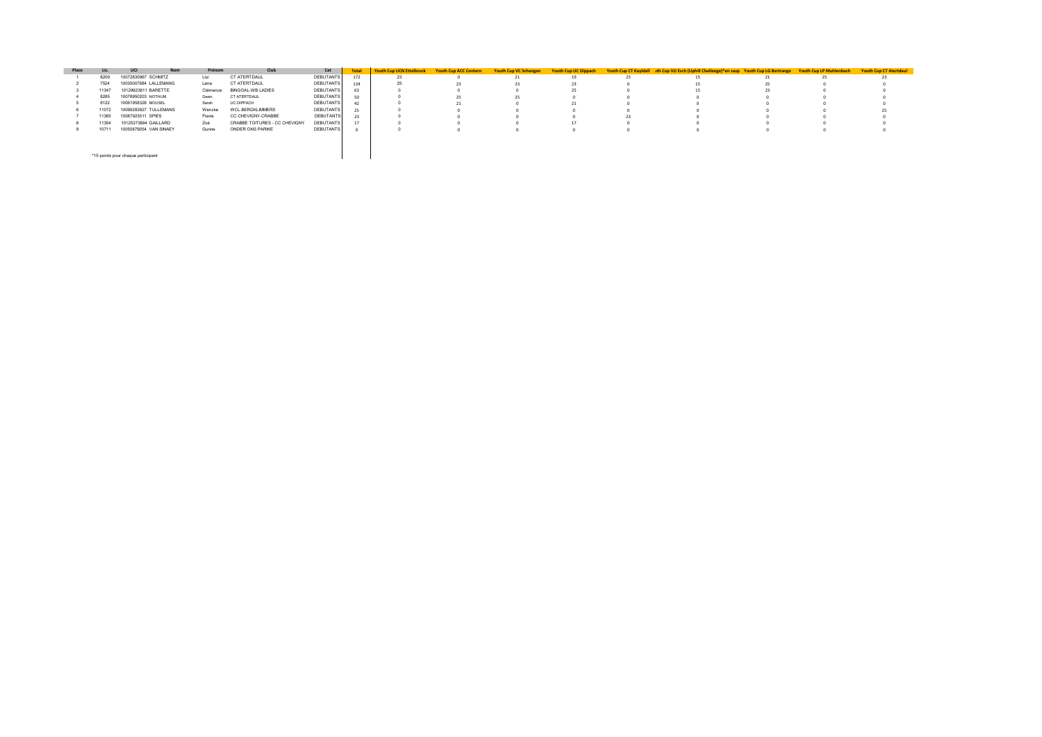| Place | Lic. | UCI | Nom | Prénom | Club | Cat | Total | Youth Cup UCN Ettelbruck | Youth Cup ACC Contern | Youth Cup VC Schengen | Youth Cup UC Dippach | Youth Cup CT Kayldall | uth Cup VU Esch (Uphill Challenge)*en susp | Youth Cup LG Bertrange | Youth Cup LP Muhlenbach | Youth Cup CT Atertdaul |
|---|---|---|---|---|---|---|---|---|---|---|---|---|---|---|---|---|
| 1 | 8209 | 10072835967 | SCHMITZ | Lisi | CT ATERTDAUL | DEBUTANTS | 172 | 23 | 0 | 21 | 19 | 25 | 15 | 21 | 25 | 23 |
| 2 | 7524 | 10035007684 | LALLEMANG | Lena | CT ATERTDAUL | DEBUTANTS | 134 | 25 | 23 | 23 | 23 | 0 | 15 | 25 | 0 | 0 |
| 3 | 11347 | 10129623811 | BARETTE | Clémence | BINGOAL-WB LADIES | DEBUTANTS | 63 | 0 | 0 | 0 | 25 | 0 | 15 | 23 | 0 | 0 |
| 4 | 8285 | 10078950203 | NOTHUM | Gwen | CT ATERTDAUL | DEBUTANTS | 50 | 0 | 25 | 25 | 0 | 0 | 0 | 0 | 0 | 0 |
| 5 | 8122 | 10061958328 | MOUSEL | Sarah | UC DIPPACH | DEBUTANTS | 42 | 0 | 21 | 0 | 21 | 0 | 0 | 0 | 0 | 0 |
| 6 | 11072 | 10099283827 | TULLEMANS | Wencke | WCL.BERGKLIMMERS | DEBUTANTS | 25 | 0 | 0 | 0 | 0 | 0 | 0 | 0 | 0 | 25 |
| 7 | 11365 | 10087923511 | SPIES | Flavie | CC CHEVIGNY-CRABBE | DEBUTANTS | 23 | 0 | 0 | 0 | 0 | 23 | 0 | 0 | 0 | 0 |
| 8 | 11354 | 10125373894 | GAILLARD | Zoé | CRABBE TOITURES - CC CHEVIGNY | DEBUTANTS | 17 | 0 | 0 | 0 | 17 | 0 | 0 | 0 | 0 | 0 |
| 9 | 10711 | 10055879054 | VAN SINAEY | Gunne | ONDER ONS PARIKE | DEBUTANTS | 0 | 0 | 0 | 0 | 0 | 0 | 0 | 0 | 0 | 0 |

*15 points pour chaque participant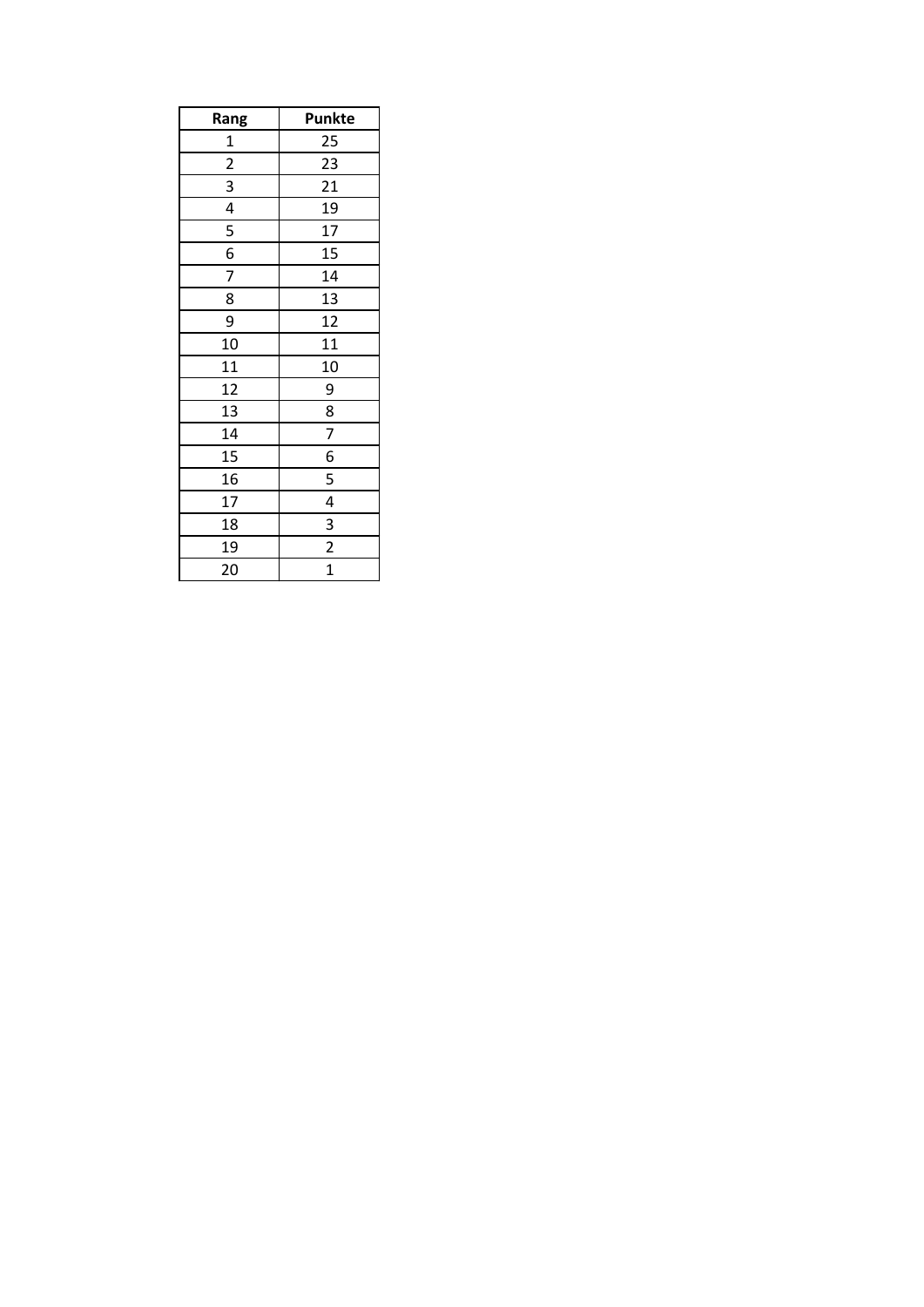| Rang | Punkte |
|---|---|
| 1 | 25 |
| 2 | 23 |
| 3 | 21 |
| 4 | 19 |
| 5 | 17 |
| 6 | 15 |
| 7 | 14 |
| 8 | 13 |
| 9 | 12 |
| 10 | 11 |
| 11 | 10 |
| 12 | 9 |
| 13 | 8 |
| 14 | 7 |
| 15 | 6 |
| 16 | 5 |
| 17 | 4 |
| 18 | 3 |
| 19 | 2 |
| 20 | 1 |